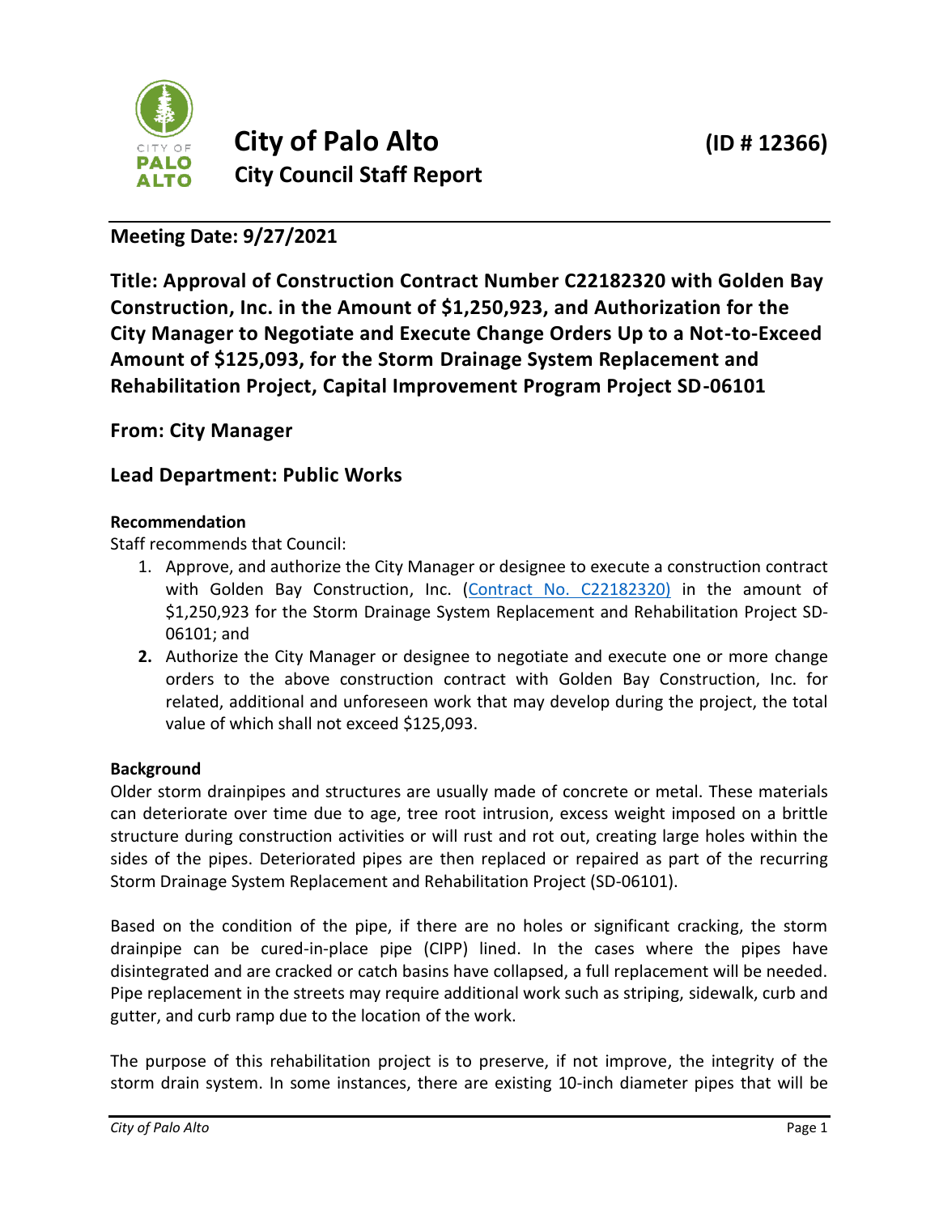# City of Palo Alto

## City Council Staff Report

**(ID # 12366)**

**Meeting Date: 9/27/2021**

**Title: Approval of Construction Contract Number C22182320 with Golden Bay Construction, Inc. in the Amount of $1,250,923, and Authorization for the City Manager to Negotiate and Execute Change Orders Up to a Not-to-Exceed Amount of $125,093, for the Storm Drainage System Replacement and Rehabilitation Project, Capital Improvement Program Project SD-06101**

**From: City Manager**

**Lead Department: Public Works**

**Recommendation**

Staff recommends that Council:

1. Approve, and authorize the City Manager or designee to execute a construction contract with Golden Bay Construction, Inc. (Contract No. C22182320) in the amount of $1,250,923 for the Storm Drainage System Replacement and Rehabilitation Project SD-06101; and
2. Authorize the City Manager or designee to negotiate and execute one or more change orders to the above construction contract with Golden Bay Construction, Inc. for related, additional and unforeseen work that may develop during the project, the total value of which shall not exceed $125,093.

**Background**

Older storm drainpipes and structures are usually made of concrete or metal. These materials can deteriorate over time due to age, tree root intrusion, excess weight imposed on a brittle structure during construction activities or will rust and rot out, creating large holes within the sides of the pipes. Deteriorated pipes are then replaced or repaired as part of the recurring Storm Drainage System Replacement and Rehabilitation Project (SD-06101).

Based on the condition of the pipe, if there are no holes or significant cracking, the storm drainpipe can be cured-in-place pipe (CIPP) lined. In the cases where the pipes have disintegrated and are cracked or catch basins have collapsed, a full replacement will be needed. Pipe replacement in the streets may require additional work such as striping, sidewalk, curb and gutter, and curb ramp due to the location of the work.

The purpose of this rehabilitation project is to preserve, if not improve, the integrity of the storm drain system. In some instances, there are existing 10-inch diameter pipes that will be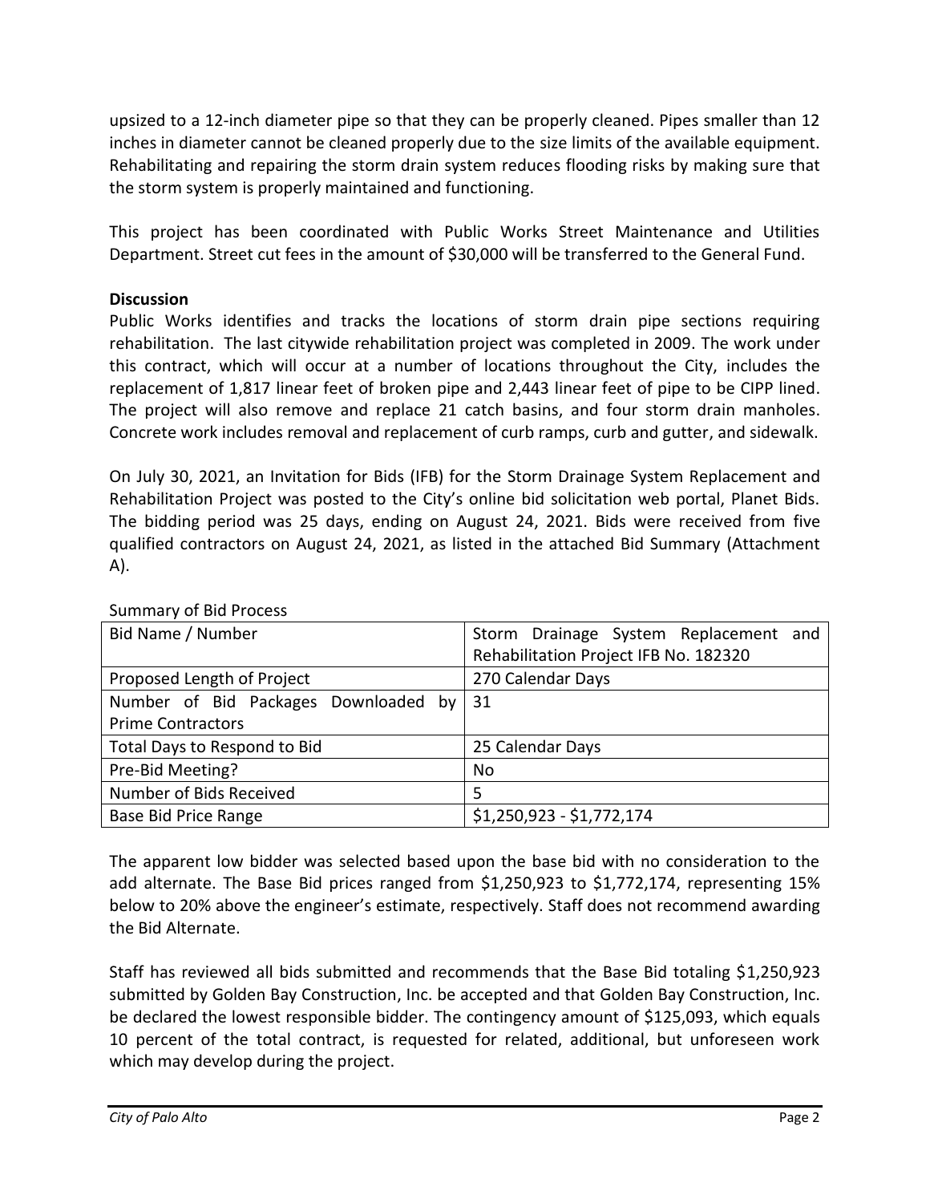upsized to a 12-inch diameter pipe so that they can be properly cleaned. Pipes smaller than 12 inches in diameter cannot be cleaned properly due to the size limits of the available equipment. Rehabilitating and repairing the storm drain system reduces flooding risks by making sure that the storm system is properly maintained and functioning.

This project has been coordinated with Public Works Street Maintenance and Utilities Department. Street cut fees in the amount of $30,000 will be transferred to the General Fund.

**Discussion**

Public Works identifies and tracks the locations of storm drain pipe sections requiring rehabilitation. The last citywide rehabilitation project was completed in 2009. The work under this contract, which will occur at a number of locations throughout the City, includes the replacement of 1,817 linear feet of broken pipe and 2,443 linear feet of pipe to be CIPP lined. The project will also remove and replace 21 catch basins, and four storm drain manholes. Concrete work includes removal and replacement of curb ramps, curb and gutter, and sidewalk.

On July 30, 2021, an Invitation for Bids (IFB) for the Storm Drainage System Replacement and Rehabilitation Project was posted to the City's online bid solicitation web portal, Planet Bids. The bidding period was 25 days, ending on August 24, 2021. Bids were received from five qualified contractors on August 24, 2021, as listed in the attached Bid Summary (Attachment A).

Summary of Bid Process

| Bid Name / Number | Storm Drainage System Replacement and Rehabilitation Project IFB No. 182320 |
|---|---|
| Proposed Length of Project | 270 Calendar Days |
| Number of Bid Packages Downloaded by Prime Contractors | 31 |
| Total Days to Respond to Bid | 25 Calendar Days |
| Pre-Bid Meeting? | No |
| Number of Bids Received | 5 |
| Base Bid Price Range | $1,250,923 - $1,772,174 |

The apparent low bidder was selected based upon the base bid with no consideration to the add alternate. The Base Bid prices ranged from $1,250,923 to $1,772,174, representing 15% below to 20% above the engineer's estimate, respectively. Staff does not recommend awarding the Bid Alternate.

Staff has reviewed all bids submitted and recommends that the Base Bid totaling $1,250,923 submitted by Golden Bay Construction, Inc. be accepted and that Golden Bay Construction, Inc. be declared the lowest responsible bidder. The contingency amount of $125,093, which equals 10 percent of the total contract, is requested for related, additional, but unforeseen work which may develop during the project.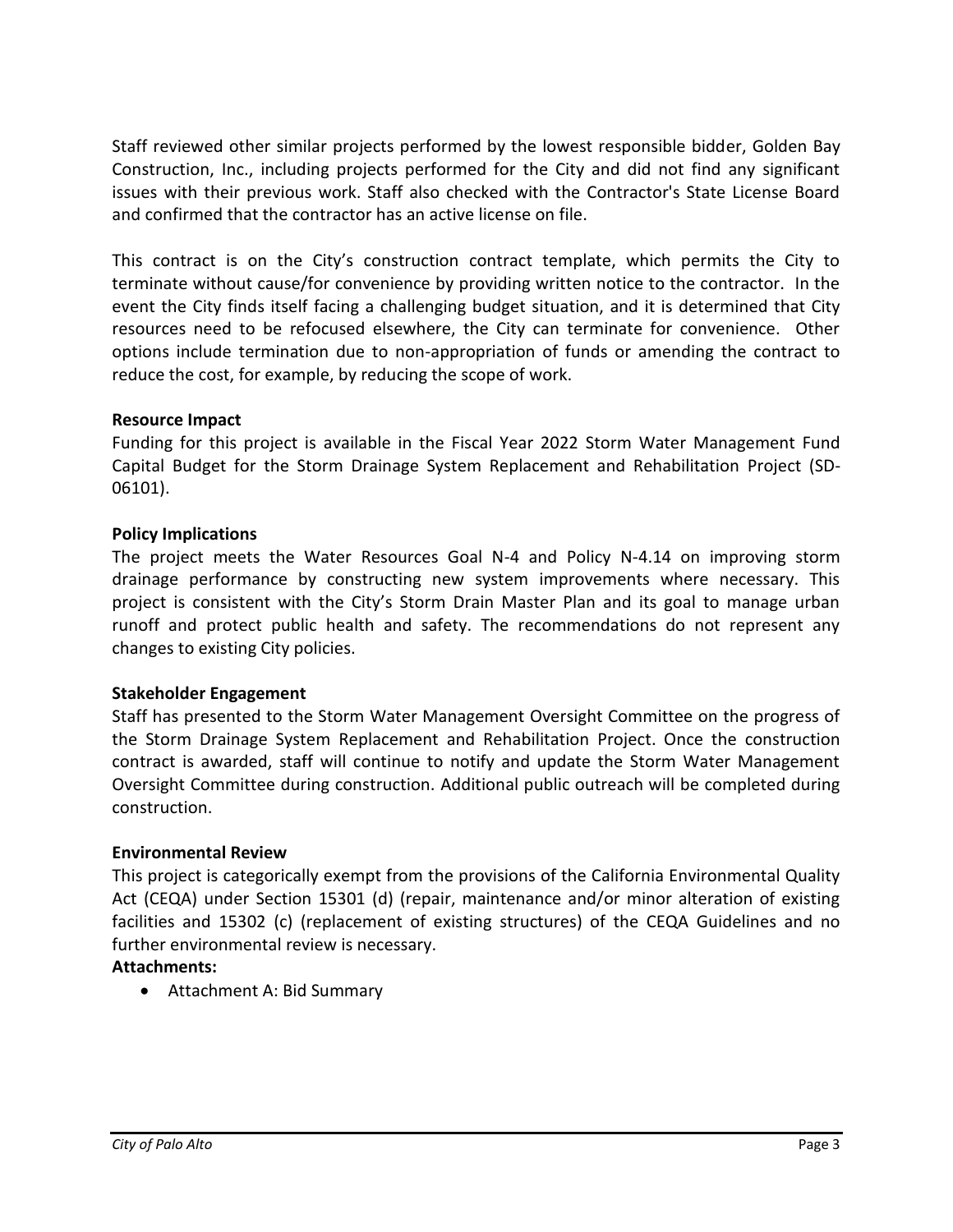Staff reviewed other similar projects performed by the lowest responsible bidder, Golden Bay Construction, Inc., including projects performed for the City and did not find any significant issues with their previous work. Staff also checked with the Contractor's State License Board and confirmed that the contractor has an active license on file.

This contract is on the City's construction contract template, which permits the City to terminate without cause/for convenience by providing written notice to the contractor. In the event the City finds itself facing a challenging budget situation, and it is determined that City resources need to be refocused elsewhere, the City can terminate for convenience. Other options include termination due to non-appropriation of funds or amending the contract to reduce the cost, for example, by reducing the scope of work.

**Resource Impact**

Funding for this project is available in the Fiscal Year 2022 Storm Water Management Fund Capital Budget for the Storm Drainage System Replacement and Rehabilitation Project (SD-06101).

**Policy Implications**

The project meets the Water Resources Goal N-4 and Policy N-4.14 on improving storm drainage performance by constructing new system improvements where necessary. This project is consistent with the City's Storm Drain Master Plan and its goal to manage urban runoff and protect public health and safety. The recommendations do not represent any changes to existing City policies.

**Stakeholder Engagement**

Staff has presented to the Storm Water Management Oversight Committee on the progress of the Storm Drainage System Replacement and Rehabilitation Project. Once the construction contract is awarded, staff will continue to notify and update the Storm Water Management Oversight Committee during construction. Additional public outreach will be completed during construction.

**Environmental Review**

This project is categorically exempt from the provisions of the California Environmental Quality Act (CEQA) under Section 15301 (d) (repair, maintenance and/or minor alteration of existing facilities and 15302 (c) (replacement of existing structures) of the CEQA Guidelines and no further environmental review is necessary.

**Attachments:**

- Attachment A: Bid Summary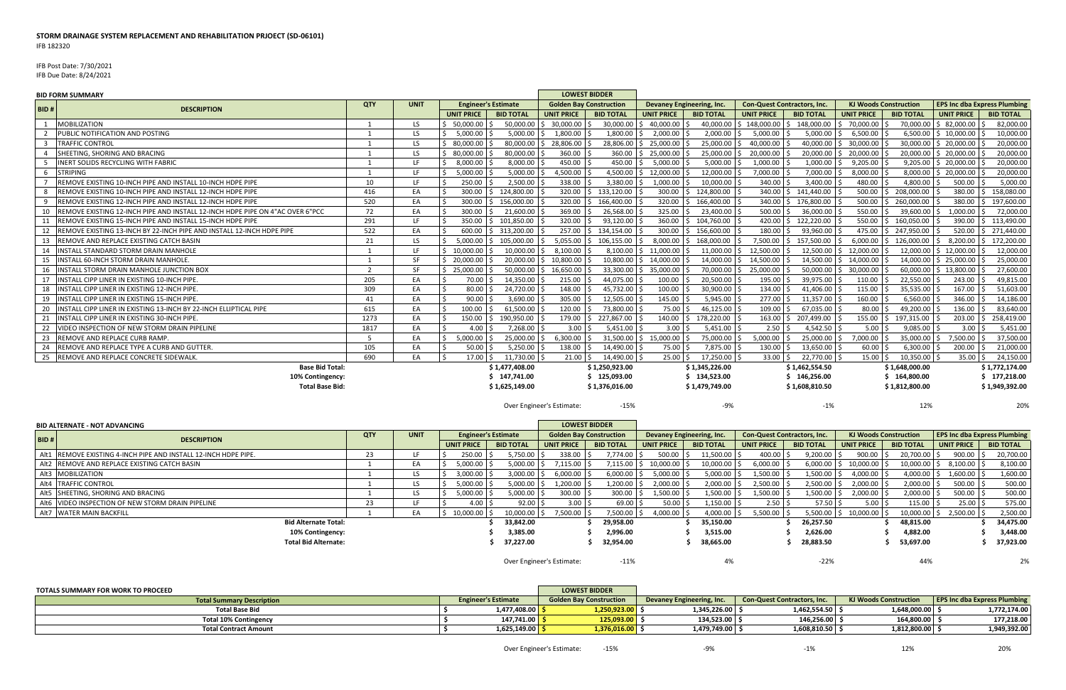**STORM DRAINAGE SYSTEM REPLACEMENT AND REHABILITATION PRJOECT (SD-06101)**

IFB 182320

IFB Post Date: 7/30/2021
IFB Due Date: 8/24/2021

**BID FORM SUMMARY**

| BID # | DESCRIPTION | QTY | UNIT | Engineer's Estimate | | LOWEST BIDDER Golden Bay Construction | | Devaney Engineering, Inc. | | Con-Quest Contractors, Inc. | | KJ Woods Construction | | EPS Inc dba Express Plumbing | |
|---|---|---|---|---|---|---|---|---|---|---|---|---|---|---|---|
| | | | | UNIT PRICE | BID TOTAL | UNIT PRICE | BID TOTAL | UNIT PRICE | BID TOTAL | UNIT PRICE | BID TOTAL | UNIT PRICE | BID TOTAL | UNIT PRICE | BID TOTAL |
| 1 | MOBILIZATION | 1 | LS | $ 50,000.00 | $ 50,000.00 | $ 30,000.00 | $ 30,000.00 | $ 40,000.00 | $ 40,000.00 | $ 148,000.00 | $ 148,000.00 | $ 70,000.00 | $ 70,000.00 | $ 82,000.00 | $ 82,000.00 |
| 2 | PUBLIC NOTIFICATION AND POSTING | 1 | LS | $ 5,000.00 | $ 5,000.00 | $ 1,800.00 | $ 1,800.00 | $ 2,000.00 | $ 2,000.00 | $ 5,000.00 | $ 5,000.00 | $ 6,500.00 | $ 6,500.00 | $ 10,000.00 | $ 10,000.00 |
| 3 | TRAFFIC CONTROL | 1 | LS | $ 80,000.00 | $ 80,000.00 | $ 28,806.00 | $ 28,806.00 | $ 25,000.00 | $ 25,000.00 | $ 40,000.00 | $ 40,000.00 | $ 30,000.00 | $ 30,000.00 | $ 20,000.00 | $ 20,000.00 |
| 4 | SHEETING, SHORING AND BRACING | 1 | LS | $ 80,000.00 | $ 80,000.00 | $ 360.00 | $ 360.00 | $ 25,000.00 | $ 25,000.00 | $ 20,000.00 | $ 20,000.00 | $ 20,000.00 | $ 20,000.00 | $ 20,000.00 | $ 20,000.00 |
| 5 | INERT SOLIDS RECYCLING WITH FABRIC | 1 | LF | $ 8,000.00 | $ 8,000.00 | $ 450.00 | $ 450.00 | $ 5,000.00 | $ 5,000.00 | $ 1,000.00 | $ 1,000.00 | $ 9,205.00 | $ 9,205.00 | $ 20,000.00 | $ 20,000.00 |
| 6 | STRIPING | 1 | LF | $ 5,000.00 | $ 5,000.00 | $ 4,500.00 | $ 4,500.00 | $ 12,000.00 | $ 12,000.00 | $ 7,000.00 | $ 7,000.00 | $ 8,000.00 | $ 8,000.00 | $ 20,000.00 | $ 20,000.00 |
| 7 | REMOVE EXISTING 10-INCH PIPE AND INSTALL 10-INCH HDPE PIPE | 10 | LF | $ 250.00 | $ 2,500.00 | $ 338.00 | $ 3,380.00 | $ 1,000.00 | $ 10,000.00 | $ 340.00 | $ 3,400.00 | $ 480.00 | $ 4,800.00 | $ 500.00 | $ 5,000.00 |
| 8 | REMOVE EXISTING 10-INCH PIPE AND INSTALL 12-INCH HDPE PIPE | 416 | EA | $ 300.00 | $ 124,800.00 | $ 320.00 | $ 133,120.00 | $ 300.00 | $ 124,800.00 | $ 340.00 | $ 141,440.00 | $ 500.00 | $ 208,000.00 | $ 380.00 | $ 158,080.00 |
| 9 | REMOVE EXISTING 12-INCH PIPE AND INSTALL 12-INCH HDPE PIPE | 520 | EA | $ 300.00 | $ 156,000.00 | $ 320.00 | $ 166,400.00 | $ 320.00 | $ 166,400.00 | $ 340.00 | $ 176,800.00 | $ 500.00 | $ 260,000.00 | $ 380.00 | $ 197,600.00 |
| 10 | REMOVE EXISTING 12-INCH PIPE AND INSTALL 12-INCH HDPE PIPE ON 4"AC OVER 6"PCC | 72 | EA | $ 300.00 | $ 21,600.00 | $ 369.00 | $ 26,568.00 | $ 325.00 | $ 23,400.00 | $ 500.00 | $ 36,000.00 | $ 550.00 | $ 39,600.00 | $ 1,000.00 | $ 72,000.00 |
| 11 | REMOVE EXISTING 15-INCH PIPE AND INSTALL 15-INCH HDPE PIPE | 291 | LF | $ 350.00 | $ 101,850.00 | $ 320.00 | $ 93,120.00 | $ 360.00 | $ 104,760.00 | $ 420.00 | $ 122,220.00 | $ 550.00 | $ 160,050.00 | $ 390.00 | $ 113,490.00 |
| 12 | REMOVE EXISTING 13-INCH BY 22-INCH PIPE AND INSTALL 12-INCH HDPE PIPE | 522 | EA | $ 600.00 | $ 313,200.00 | $ 257.00 | $ 134,154.00 | $ 300.00 | $ 156,600.00 | $ 180.00 | $ 93,960.00 | $ 475.00 | $ 247,950.00 | $ 520.00 | $ 271,440.00 |
| 13 | REMOVE AND REPLACE EXISTING CATCH BASIN | 21 | LS | $ 5,000.00 | $ 105,000.00 | $ 5,055.00 | $ 106,155.00 | $ 8,000.00 | $ 168,000.00 | $ 7,500.00 | $ 157,500.00 | $ 6,000.00 | $ 126,000.00 | $ 8,200.00 | $ 172,200.00 |
| 14 | INSTALL STANDARD STORM DRAIN MANHOLE | 1 | LF | $ 10,000.00 | $ 10,000.00 | $ 8,100.00 | $ 8,100.00 | $ 11,000.00 | $ 11,000.00 | $ 12,500.00 | $ 12,500.00 | $ 12,000.00 | $ 12,000.00 | $ 12,000.00 | $ 12,000.00 |
| 15 | INSTALL 60-INCH STORM DRAIN MANHOLE. | 1 | SF | $ 20,000.00 | $ 20,000.00 | $ 10,800.00 | $ 10,800.00 | $ 14,000.00 | $ 14,000.00 | $ 14,500.00 | $ 14,500.00 | $ 14,000.00 | $ 14,000.00 | $ 25,000.00 | $ 25,000.00 |
| 16 | INSTALL STORM DRAIN MANHOLE JUNCTION BOX | 2 | SF | $ 25,000.00 | $ 50,000.00 | $ 16,650.00 | $ 33,300.00 | $ 35,000.00 | $ 70,000.00 | $ 25,000.00 | $ 50,000.00 | $ 30,000.00 | $ 60,000.00 | $ 13,800.00 | $ 27,600.00 |
| 17 | INSTALL CIPP LINER IN EXISTING 10-INCH PIPE. | 205 | EA | $ 70.00 | $ 14,350.00 | $ 215.00 | $ 44,075.00 | $ 100.00 | $ 20,500.00 | $ 195.00 | $ 39,975.00 | $ 110.00 | $ 22,550.00 | $ 243.00 | $ 49,815.00 |
| 18 | INSTALL CIPP LINER IN EXISTING 12-INCH PIPE. | 309 | EA | $ 80.00 | $ 24,720.00 | $ 148.00 | $ 45,732.00 | $ 100.00 | $ 30,900.00 | $ 134.00 | $ 41,406.00 | $ 115.00 | $ 35,535.00 | $ 167.00 | $ 51,603.00 |
| 19 | INSTALL CIPP LINER IN EXISTING 15-INCH PIPE. | 41 | EA | $ 90.00 | $ 3,690.00 | $ 305.00 | $ 12,505.00 | $ 145.00 | $ 5,945.00 | $ 277.00 | $ 11,357.00 | $ 160.00 | $ 6,560.00 | $ 346.00 | $ 14,186.00 |
| 20 | INSTALL CIPP LINER IN EXISTING 13-INCH BY 22-INCH ELLIPTICAL PIPE | 615 | EA | $ 100.00 | $ 61,500.00 | $ 120.00 | $ 73,800.00 | $ 75.00 | $ 46,125.00 | $ 109.00 | $ 67,035.00 | $ 80.00 | $ 49,200.00 | $ 136.00 | $ 83,640.00 |
| 21 | INSTALL CIPP LINER IN EXISTING 30-INCH PIPE. | 1273 | EA | $ 150.00 | $ 190,950.00 | $ 179.00 | $ 227,867.00 | $ 140.00 | $ 178,220.00 | $ 163.00 | $ 207,499.00 | $ 155.00 | $ 197,315.00 | $ 203.00 | $ 258,419.00 |
| 22 | VIDEO INSPECTION OF NEW STORM DRAIN PIPELINE | 1817 | EA | $ 4.00 | $ 7,268.00 | $ 3.00 | $ 5,451.00 | $ 3.00 | $ 5,451.00 | $ 2.50 | $ 4,542.50 | $ 5.00 | $ 9,085.00 | $ 3.00 | $ 5,451.00 |
| 23 | REMOVE AND REPLACE CURB RAMP. | 5 | EA | $ 5,000.00 | $ 25,000.00 | $ 6,300.00 | $ 31,500.00 | $ 15,000.00 | $ 75,000.00 | $ 5,000.00 | $ 25,000.00 | $ 7,000.00 | $ 35,000.00 | $ 7,500.00 | $ 37,500.00 |
| 24 | REMOVE AND REPLACE TYPE A CURB AND GUTTER. | 105 | EA | $ 50.00 | $ 5,250.00 | $ 138.00 | $ 14,490.00 | $ 75.00 | $ 7,875.00 | $ 130.00 | $ 13,650.00 | $ 60.00 | $ 6,300.00 | $ 200.00 | $ 21,000.00 |
| 25 | REMOVE AND REPLACE CONCRETE SIDEWALK. | 690 | EA | $ 17.00 | $ 11,730.00 | $ 21.00 | $ 14,490.00 | $ 25.00 | $ 17,250.00 | $ 33.00 | $ 22,770.00 | $ 15.00 | $ 10,350.00 | $ 35.00 | $ 24,150.00 |
| | **Base Bid Total:** | | | | $ 1,477,408.00 | | $ 1,250,923.00 | | $ 1,345,226.00 | | $ 1,462,554.50 | | $ 1,648,000.00 | | $ 1,772,174.00 |
| | **10% Contingency:** | | | | $ 147,741.00 | | $ 125,093.00 | | $ 134,523.00 | | $ 146,256.00 | | $ 164,800.00 | | $ 177,218.00 |
| | **Total Base Bid:** | | | | $ 1,625,149.00 | | $ 1,376,016.00 | | $ 1,479,749.00 | | $ 1,608,810.50 | | $ 1,812,800.00 | | $ 1,949,392.00 |
| | | | | | Over Engineer's Estimate: | | -15% | | -9% | | -1% | | 12% | | 20% |

**BID ALTERNATE - NOT ADVANCING**

| BID # | DESCRIPTION | QTY | UNIT | Engineer's Estimate | | LOWEST BIDDER Golden Bay Construction | | Devaney Engineering, Inc. | | Con-Quest Contractors, Inc. | | KJ Woods Construction | | EPS Inc dba Express Plumbing | |
|---|---|---|---|---|---|---|---|---|---|---|---|---|---|---|---|
| | | | | UNIT PRICE | BID TOTAL | UNIT PRICE | BID TOTAL | UNIT PRICE | BID TOTAL | UNIT PRICE | BID TOTAL | UNIT PRICE | BID TOTAL | UNIT PRICE | BID TOTAL |
| Alt1 | REMOVE EXISTING 4-INCH PIPE AND INSTALL 12-INCH HDPE PIPE. | 23 | LF | $ 250.00 | $ 5,750.00 | $ 338.00 | $ 7,774.00 | $ 500.00 | $ 11,500.00 | $ 400.00 | $ 9,200.00 | $ 900.00 | $ 20,700.00 | $ 900.00 | $ 20,700.00 |
| Alt2 | REMOVE AND REPLACE EXISTING CATCH BASIN | 1 | EA | $ 5,000.00 | $ 5,000.00 | $ 7,115.00 | $ 7,115.00 | $ 10,000.00 | $ 10,000.00 | $ 6,000.00 | $ 6,000.00 | $ 10,000.00 | $ 10,000.00 | $ 8,100.00 | $ 8,100.00 |
| Alt3 | MOBILIZATION | 1 | LS | $ 3,000.00 | $ 3,000.00 | $ 6,000.00 | $ 6,000.00 | $ 5,000.00 | $ 5,000.00 | $ 1,500.00 | $ 1,500.00 | $ 4,000.00 | $ 4,000.00 | $ 1,600.00 | $ 1,600.00 |
| Alt4 | TRAFFIC CONTROL | 1 | LS | $ 5,000.00 | $ 5,000.00 | $ 1,200.00 | $ 1,200.00 | $ 2,000.00 | $ 2,000.00 | $ 2,500.00 | $ 2,500.00 | $ 2,000.00 | $ 2,000.00 | $ 500.00 | $ 500.00 |
| Alt5 | SHEETING, SHORING AND BRACING | 1 | LS | $ 5,000.00 | $ 5,000.00 | $ 300.00 | $ 300.00 | $ 1,500.00 | $ 1,500.00 | $ 1,500.00 | $ 1,500.00 | $ 2,000.00 | $ 2,000.00 | $ 500.00 | $ 500.00 |
| Alt6 | VIDEO INSPECTION OF NEW STORM DRAIN PIPELINE | 23 | LF | $ 4.00 | $ 92.00 | $ 3.00 | $ 69.00 | $ 50.00 | $ 1,150.00 | $ 2.50 | $ 57.50 | $ 5.00 | $ 115.00 | $ 25.00 | $ 575.00 |
| Alt7 | WATER MAIN BACKFILL | 1 | EA | $ 10,000.00 | $ 10,000.00 | $ 7,500.00 | $ 7,500.00 | $ 4,000.00 | $ 4,000.00 | $ 5,500.00 | $ 5,500.00 | $ 10,000.00 | $ 10,000.00 | $ 2,500.00 | $ 2,500.00 |
| | **Bid Alternate Total:** | | | | $ 33,842.00 | | $ 29,958.00 | | $ 35,150.00 | | $ 26,257.50 | | $ 48,815.00 | | $ 34,475.00 |
| | **10% Contingency:** | | | | $ 3,385.00 | | $ 2,996.00 | | $ 3,515.00 | | $ 2,626.00 | | $ 4,882.00 | | $ 3,448.00 |
| | **Total Bid Alternate:** | | | | $ 37,227.00 | | $ 32,954.00 | | $ 38,665.00 | | $ 28,883.50 | | $ 53,697.00 | | $ 37,923.00 |
| | | | | | Over Engineer's Estimate: | | -11% | | 4% | | -22% | | 44% | | 2% |

**TOTALS SUMMARY FOR WORK TO PROCEED**

| Total Summary Description | Engineer's Estimate | LOWEST BIDDER Golden Bay Construction | Devaney Engineering, Inc. | Con-Quest Contractors, Inc. | KJ Woods Construction | EPS Inc dba Express Plumbing |
|---|---|---|---|---|---|---|
| **Total Base Bid** | $ 1,477,408.00 | $ 1,250,923.00 | $ 1,345,226.00 | $ 1,462,554.50 | $ 1,648,000.00 | $ 1,772,174.00 |
| **Total 10% Contingency** | $ 147,741.00 | $ 125,093.00 | $ 134,523.00 | $ 146,256.00 | $ 164,800.00 | $ 177,218.00 |
| **Total Contract Amount** | $ 1,625,149.00 | $ 1,376,016.00 | $ 1,479,749.00 | $ 1,608,810.50 | $ 1,812,800.00 | $ 1,949,392.00 |
| Over Engineer's Estimate: | | -15% | -9% | -1% | 12% | 20% |